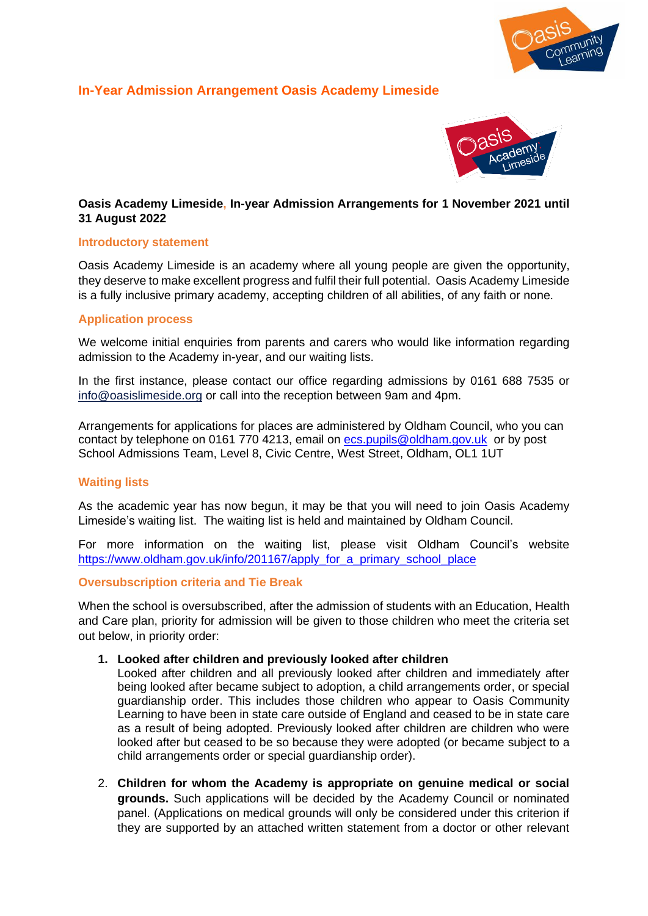# In-Year Admission Arrangement Oasis Academy Limeside

**Oasis Academy Limeside, In-year Admission Arrangements for 1 November 2021 until 31 August 2022**

## Introductory statement

Oasis Academy Limeside is an academy where all young people are given the opportunity, they deserve to make excellent progress and fulfil their full potential. Oasis Academy Limeside is a fully inclusive primary academy, accepting children of all abilities, of any faith or none.

## Application process

We welcome initial enquiries from parents and carers who would like information regarding admission to the Academy in-year, and our waiting lists.

In the first instance, please contact our office regarding admissions by 0161 688 7535 or info@oasislimeside.org or call into the reception between 9am and 4pm.

Arrangements for applications for places are administered by Oldham Council, who you can contact by telephone on 0161 770 4213, email on ecs.pupils@oldham.gov.uk or by post School Admissions Team, Level 8, Civic Centre, West Street, Oldham, OL1 1UT

## Waiting lists

As the academic year has now begun, it may be that you will need to join Oasis Academy Limeside's waiting list. The waiting list is held and maintained by Oldham Council.

For more information on the waiting list, please visit Oldham Council's website https://www.oldham.gov.uk/info/201167/apply_for_a_primary_school_place

## Oversubscription criteria and Tie Break

When the school is oversubscribed, after the admission of students with an Education, Health and Care plan, priority for admission will be given to those children who meet the criteria set out below, in priority order:

1. **Looked after children and previously looked after children**
   Looked after children and all previously looked after children and immediately after being looked after became subject to adoption, a child arrangements order, or special guardianship order. This includes those children who appear to Oasis Community Learning to have been in state care outside of England and ceased to be in state care as a result of being adopted. Previously looked after children are children who were looked after but ceased to be so because they were adopted (or became subject to a child arrangements order or special guardianship order).

2. **Children for whom the Academy is appropriate on genuine medical or social grounds.** Such applications will be decided by the Academy Council or nominated panel. (Applications on medical grounds will only be considered under this criterion if they are supported by an attached written statement from a doctor or other relevant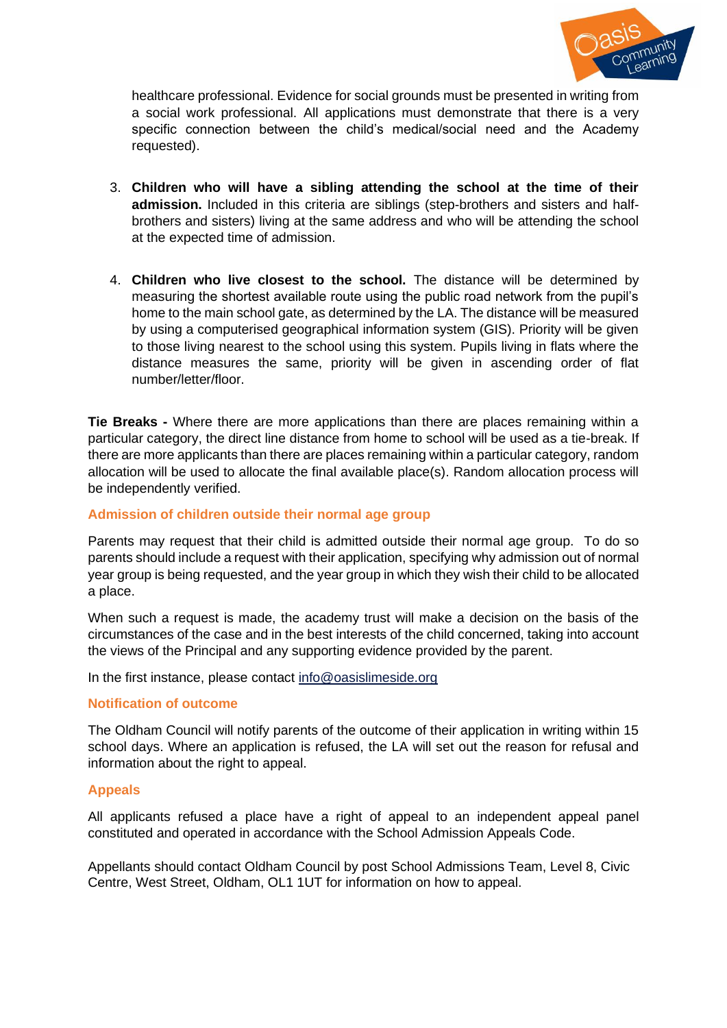healthcare professional. Evidence for social grounds must be presented in writing from a social work professional. All applications must demonstrate that there is a very specific connection between the child's medical/social need and the Academy requested).

3. **Children who will have a sibling attending the school at the time of their admission.** Included in this criteria are siblings (step-brothers and sisters and half-brothers and sisters) living at the same address and who will be attending the school at the expected time of admission.

4. **Children who live closest to the school.** The distance will be determined by measuring the shortest available route using the public road network from the pupil's home to the main school gate, as determined by the LA. The distance will be measured by using a computerised geographical information system (GIS). Priority will be given to those living nearest to the school using this system. Pupils living in flats where the distance measures the same, priority will be given in ascending order of flat number/letter/floor.

**Tie Breaks -** Where there are more applications than there are places remaining within a particular category, the direct line distance from home to school will be used as a tie-break. If there are more applicants than there are places remaining within a particular category, random allocation will be used to allocate the final available place(s). Random allocation process will be independently verified.

## Admission of children outside their normal age group

Parents may request that their child is admitted outside their normal age group. To do so parents should include a request with their application, specifying why admission out of normal year group is being requested, and the year group in which they wish their child to be allocated a place.

When such a request is made, the academy trust will make a decision on the basis of the circumstances of the case and in the best interests of the child concerned, taking into account the views of the Principal and any supporting evidence provided by the parent.

In the first instance, please contact info@oasislimeside.org

## Notification of outcome

The Oldham Council will notify parents of the outcome of their application in writing within 15 school days. Where an application is refused, the LA will set out the reason for refusal and information about the right to appeal.

## Appeals

All applicants refused a place have a right of appeal to an independent appeal panel constituted and operated in accordance with the School Admission Appeals Code.

Appellants should contact Oldham Council by post School Admissions Team, Level 8, Civic Centre, West Street, Oldham, OL1 1UT for information on how to appeal.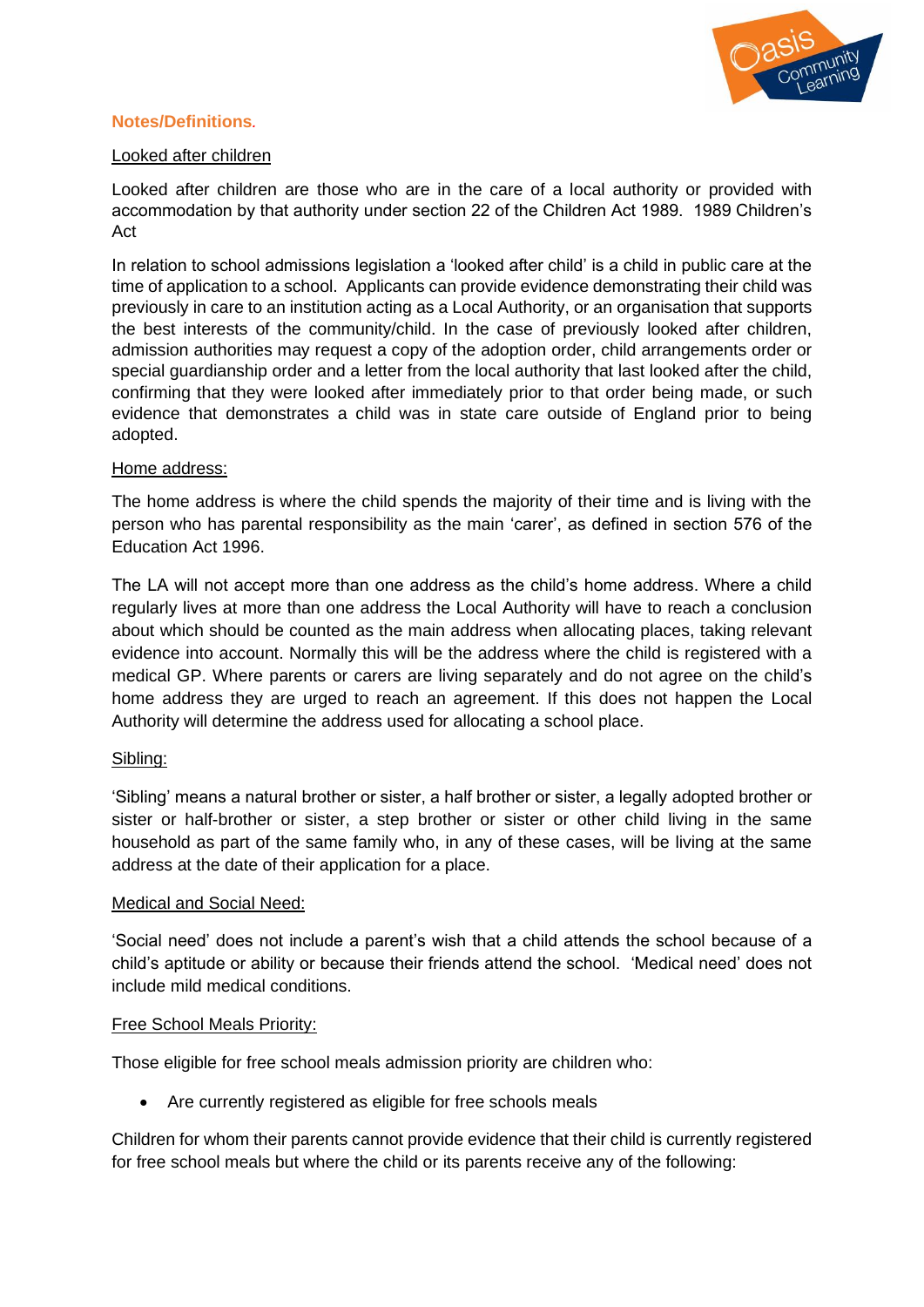**Notes/Definitions**.

Looked after children

Looked after children are those who are in the care of a local authority or provided with accommodation by that authority under section 22 of the Children Act 1989. 1989 Children's Act

In relation to school admissions legislation a 'looked after child' is a child in public care at the time of application to a school. Applicants can provide evidence demonstrating their child was previously in care to an institution acting as a Local Authority, or an organisation that supports the best interests of the community/child. In the case of previously looked after children, admission authorities may request a copy of the adoption order, child arrangements order or special guardianship order and a letter from the local authority that last looked after the child, confirming that they were looked after immediately prior to that order being made, or such evidence that demonstrates a child was in state care outside of England prior to being adopted.

Home address:

The home address is where the child spends the majority of their time and is living with the person who has parental responsibility as the main 'carer', as defined in section 576 of the Education Act 1996.

The LA will not accept more than one address as the child's home address. Where a child regularly lives at more than one address the Local Authority will have to reach a conclusion about which should be counted as the main address when allocating places, taking relevant evidence into account. Normally this will be the address where the child is registered with a medical GP. Where parents or carers are living separately and do not agree on the child's home address they are urged to reach an agreement. If this does not happen the Local Authority will determine the address used for allocating a school place.

Sibling:

'Sibling' means a natural brother or sister, a half brother or sister, a legally adopted brother or sister or half-brother or sister, a step brother or sister or other child living in the same household as part of the same family who, in any of these cases, will be living at the same address at the date of their application for a place.

Medical and Social Need:

'Social need' does not include a parent's wish that a child attends the school because of a child's aptitude or ability or because their friends attend the school. 'Medical need' does not include mild medical conditions.

Free School Meals Priority:

Those eligible for free school meals admission priority are children who:

- Are currently registered as eligible for free schools meals

Children for whom their parents cannot provide evidence that their child is currently registered for free school meals but where the child or its parents receive any of the following: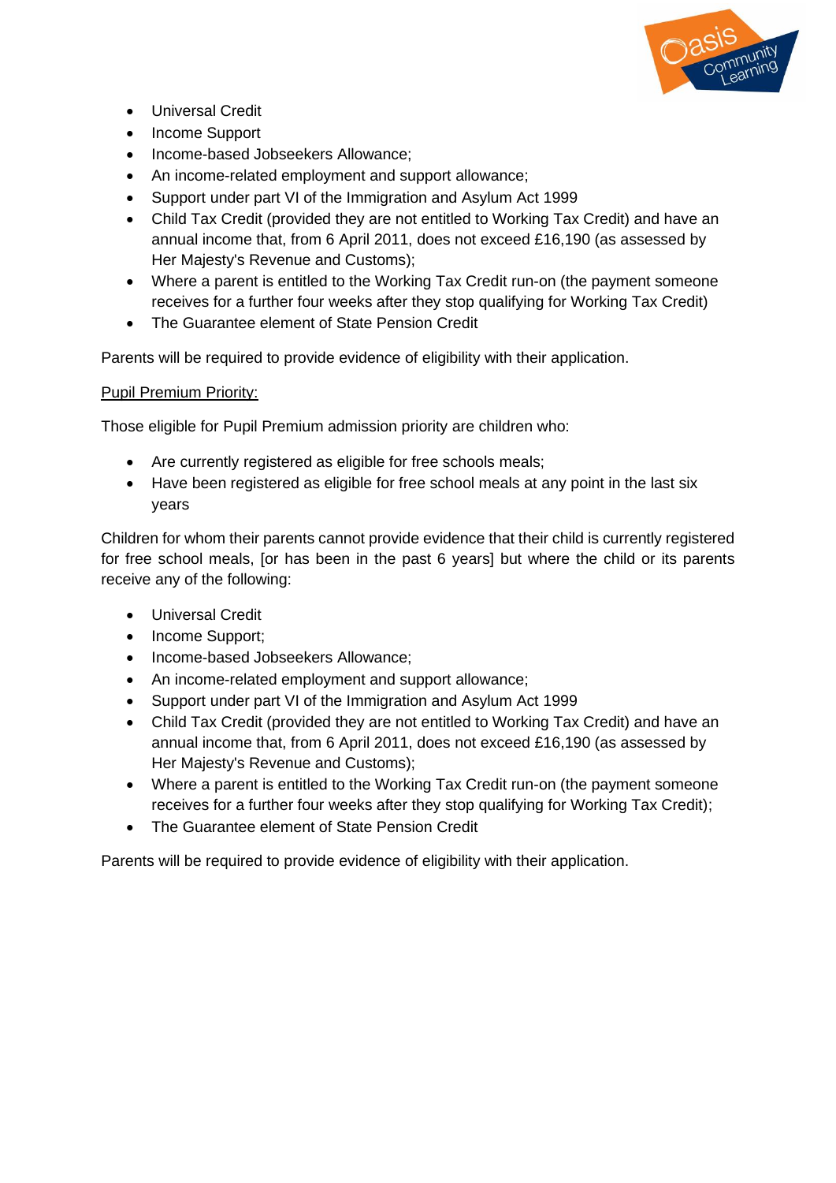- Universal Credit
- Income Support
- Income-based Jobseekers Allowance;
- An income-related employment and support allowance;
- Support under part VI of the Immigration and Asylum Act 1999
- Child Tax Credit (provided they are not entitled to Working Tax Credit) and have an annual income that, from 6 April 2011, does not exceed £16,190 (as assessed by Her Majesty's Revenue and Customs);
- Where a parent is entitled to the Working Tax Credit run-on (the payment someone receives for a further four weeks after they stop qualifying for Working Tax Credit)
- The Guarantee element of State Pension Credit

Parents will be required to provide evidence of eligibility with their application.

<u>Pupil Premium Priority:</u>

Those eligible for Pupil Premium admission priority are children who:

- Are currently registered as eligible for free schools meals;
- Have been registered as eligible for free school meals at any point in the last six years

Children for whom their parents cannot provide evidence that their child is currently registered for free school meals, [or has been in the past 6 years] but where the child or its parents receive any of the following:

- Universal Credit
- Income Support;
- Income-based Jobseekers Allowance;
- An income-related employment and support allowance;
- Support under part VI of the Immigration and Asylum Act 1999
- Child Tax Credit (provided they are not entitled to Working Tax Credit) and have an annual income that, from 6 April 2011, does not exceed £16,190 (as assessed by Her Majesty's Revenue and Customs);
- Where a parent is entitled to the Working Tax Credit run-on (the payment someone receives for a further four weeks after they stop qualifying for Working Tax Credit);
- The Guarantee element of State Pension Credit

Parents will be required to provide evidence of eligibility with their application.